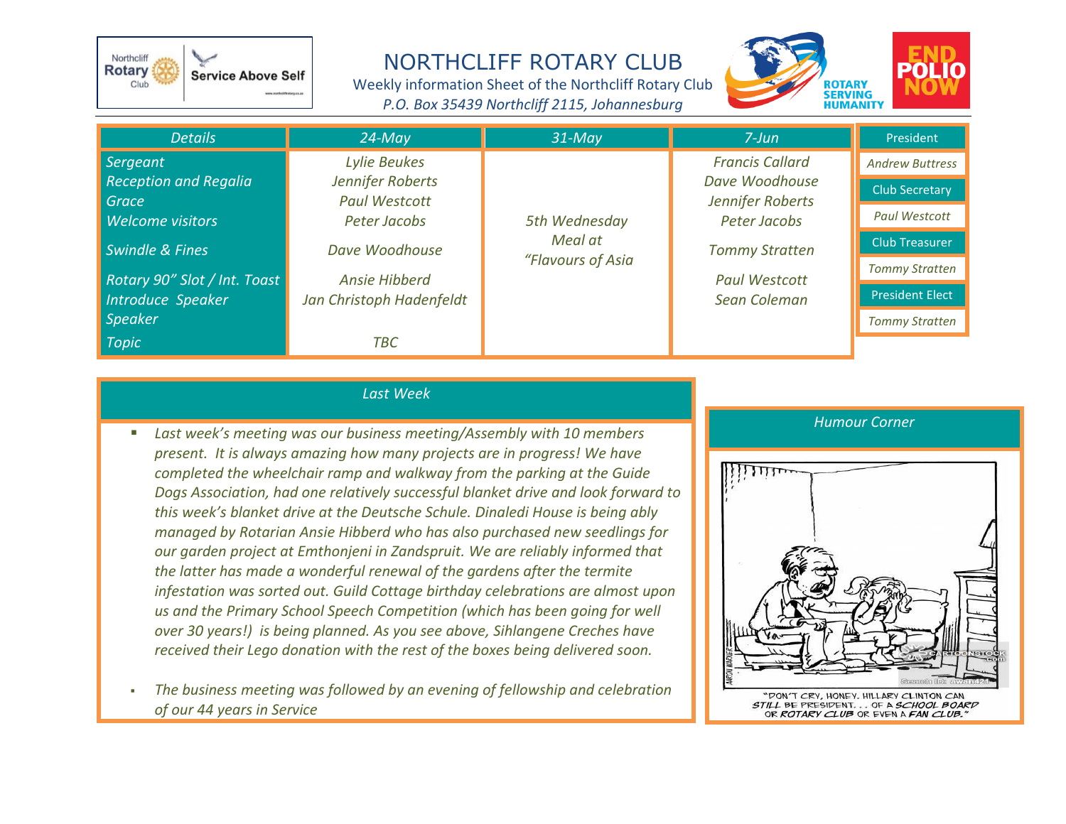# NORTHCLIFF ROTARY CLUB

Weekly information Sheet of the Northcliff Rotary Club

*P.O. Box 35439 Northcliff 2115, Johannesburg*

| Details | 24-May | 31-May | 7-Jun |
|---|---|---|---|
| Sergeant | Lylie Beukes | 5th Wednesday Meal at "Flavours of Asia | Francis Callard |
| Reception and Regalia | Jennifer Roberts | | Dave Woodhouse |
| Grace | Paul Westcott | | Jennifer Roberts |
| Welcome visitors | Peter Jacobs | | Peter Jacobs |
| Swindle & Fines | Dave Woodhouse | | Tommy Stratten |
| Rotary 90" Slot / Int. Toast | Ansie Hibberd | | Paul Westcott |
| Introduce Speaker | Jan Christoph Hadenfeldt | | Sean Coleman |
| Speaker | | | |
| Topic | TBC | | |

| President |
|---|
| Andrew Buttress |
| Club Secretary |
| Paul Westcott |
| Club Treasurer |
| Tommy Stratten |
| President Elect |
| Tommy Stratten |

## Last Week

- *Last week's meeting was our business meeting/Assembly with 10 members present. It is always amazing how many projects are in progress! We have completed the wheelchair ramp and walkway from the parking at the Guide Dogs Association, had one relatively successful blanket drive and look forward to this week's blanket drive at the Deutsche Schule. Dinaledi House is being ably managed by Rotarian Ansie Hibberd who has also purchased new seedlings for our garden project at Emthonjeni in Zandspruit. We are reliably informed that the latter has made a wonderful renewal of the gardens after the termite infestation was sorted out. Guild Cottage birthday celebrations are almost upon us and the Primary School Speech Competition (which has been going for well over 30 years!) is being planned. As you see above, Sihlangene Creches have received their Lego donation with the rest of the boxes being delivered soon.*
- *The business meeting was followed by an evening of fellowship and celebration of our 44 years in Service*

## Humour Corner

"DON'T CRY, HONEY. HILLARY CLINTON CAN STILL BE PRESIDENT. . . OF A SCHOOL BOARD OR ROTARY CLUB OR EVEN A FAN CLUB."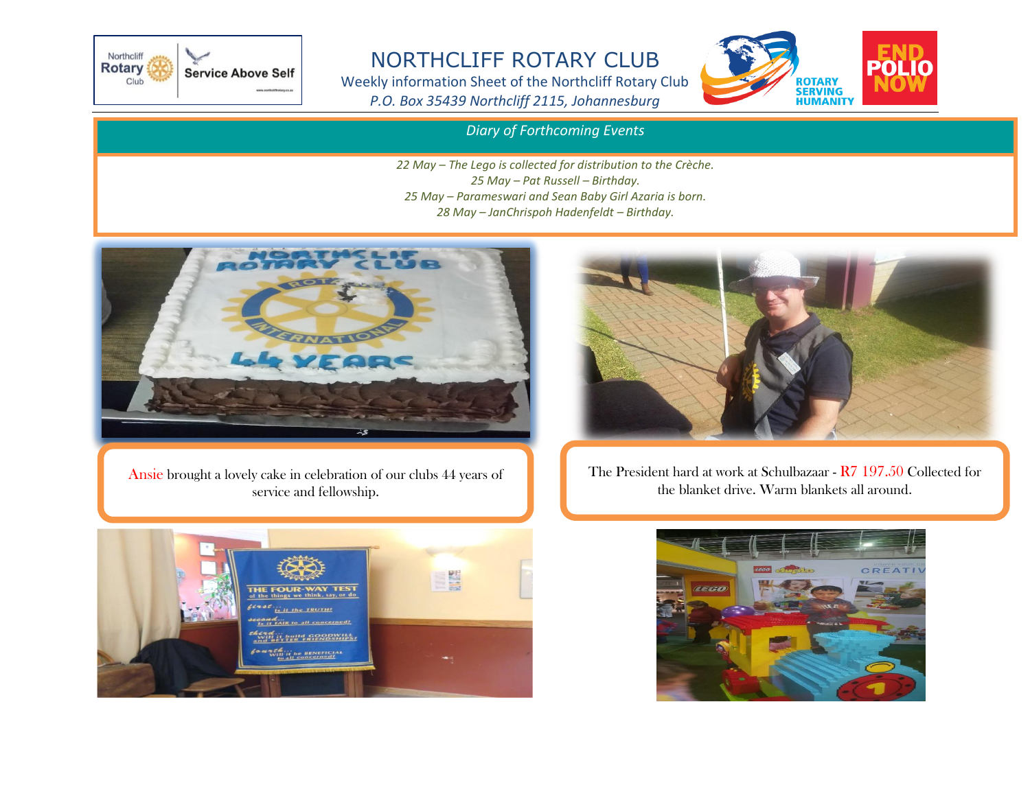# NORTHCLIFF ROTARY CLUB

Weekly information Sheet of the Northcliff Rotary Club

*P.O. Box 35439 Northcliff 2115, Johannesburg*

## *Diary of Forthcoming Events*

*22 May – The Lego is collected for distribution to the Crèche.*
*25 May – Pat Russell – Birthday.*
*25 May – Parameswari and Sean Baby Girl Azaria is born.*
*28 May – JanChrispoh Hadenfeldt – Birthday.*

Ansie brought a lovely cake in celebration of our clubs 44 years of service and fellowship.

The President hard at work at Schulbazaar - R7 197.50 Collected for the blanket drive. Warm blankets all around.